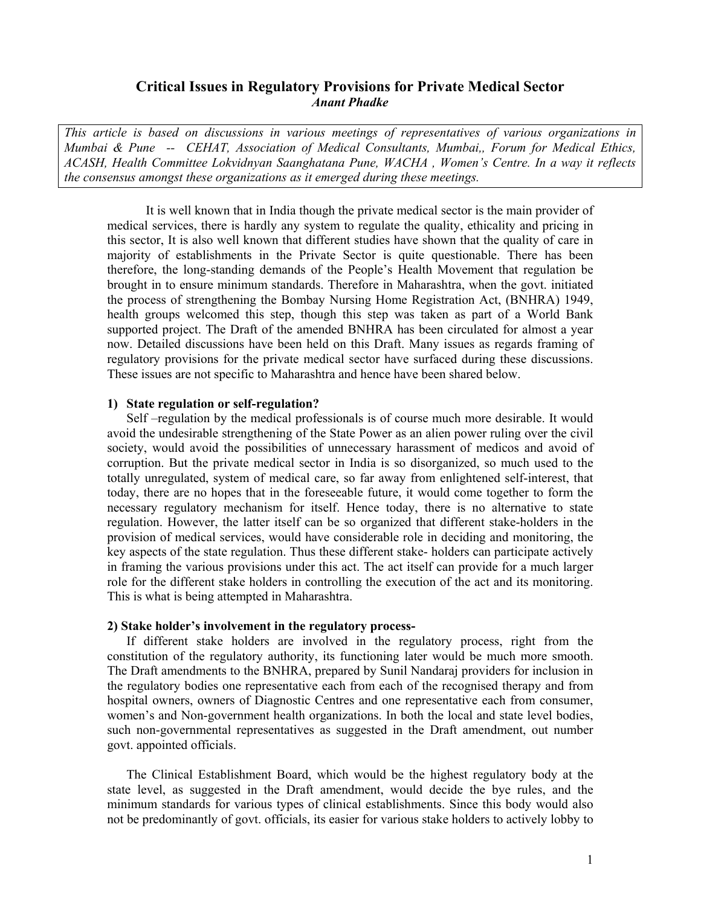# Critical Issues in Regulatory Provisions for Private Medical Sector

***Anant Phadke***

*This article is based on discussions in various meetings of representatives of various organizations in Mumbai & Pune -- CEHAT, Association of Medical Consultants, Mumbai,, Forum for Medical Ethics, ACASH, Health Committee Lokvidnyan Saanghatana Pune, WACHA , Women's Centre. In a way it reflects the consensus amongst these organizations as it emerged during these meetings.*

It is well known that in India though the private medical sector is the main provider of medical services, there is hardly any system to regulate the quality, ethicality and pricing in this sector, It is also well known that different studies have shown that the quality of care in majority of establishments in the Private Sector is quite questionable. There has been therefore, the long-standing demands of the People's Health Movement that regulation be brought in to ensure minimum standards. Therefore in Maharashtra, when the govt. initiated the process of strengthening the Bombay Nursing Home Registration Act, (BNHRA) 1949, health groups welcomed this step, though this step was taken as part of a World Bank supported project. The Draft of the amended BNHRA has been circulated for almost a year now. Detailed discussions have been held on this Draft. Many issues as regards framing of regulatory provisions for the private medical sector have surfaced during these discussions. These issues are not specific to Maharashtra and hence have been shared below.

### 1) State regulation or self-regulation?

Self –regulation by the medical professionals is of course much more desirable. It would avoid the undesirable strengthening of the State Power as an alien power ruling over the civil society, would avoid the possibilities of unnecessary harassment of medicos and avoid of corruption. But the private medical sector in India is so disorganized, so much used to the totally unregulated, system of medical care, so far away from enlightened self-interest, that today, there are no hopes that in the foreseeable future, it would come together to form the necessary regulatory mechanism for itself. Hence today, there is no alternative to state regulation. However, the latter itself can be so organized that different stake-holders in the provision of medical services, would have considerable role in deciding and monitoring, the key aspects of the state regulation. Thus these different stake- holders can participate actively in framing the various provisions under this act. The act itself can provide for a much larger role for the different stake holders in controlling the execution of the act and its monitoring. This is what is being attempted in Maharashtra.

### 2) Stake holder's involvement in the regulatory process-

If different stake holders are involved in the regulatory process, right from the constitution of the regulatory authority, its functioning later would be much more smooth. The Draft amendments to the BNHRA, prepared by Sunil Nandaraj providers for inclusion in the regulatory bodies one representative each from each of the recognised therapy and from hospital owners, owners of Diagnostic Centres and one representative each from consumer, women's and Non-government health organizations. In both the local and state level bodies, such non-governmental representatives as suggested in the Draft amendment, out number govt. appointed officials.

The Clinical Establishment Board, which would be the highest regulatory body at the state level, as suggested in the Draft amendment, would decide the bye rules, and the minimum standards for various types of clinical establishments. Since this body would also not be predominantly of govt. officials, its easier for various stake holders to actively lobby to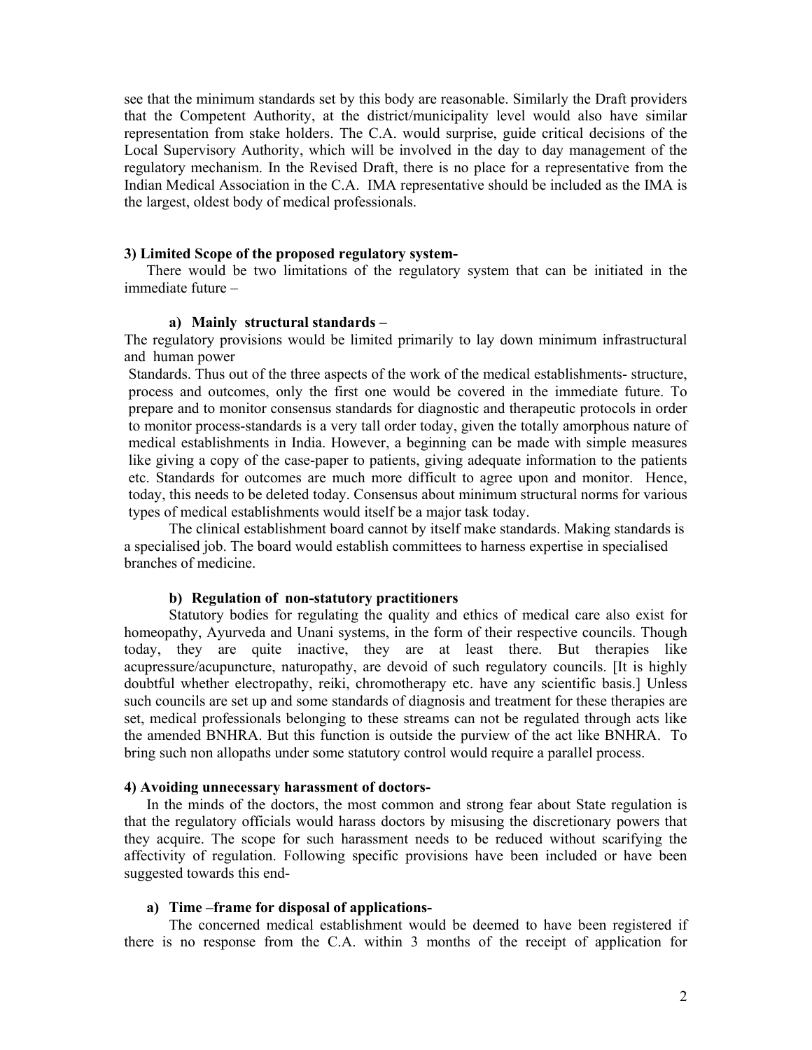see that the minimum standards set by this body are reasonable. Similarly the Draft providers that the Competent Authority, at the district/municipality level would also have similar representation from stake holders. The C.A. would surprise, guide critical decisions of the Local Supervisory Authority, which will be involved in the day to day management of the regulatory mechanism. In the Revised Draft, there is no place for a representative from the Indian Medical Association in the C.A. IMA representative should be included as the IMA is the largest, oldest body of medical professionals.

### 3) Limited Scope of the proposed regulatory system-

There would be two limitations of the regulatory system that can be initiated in the immediate future –

#### a) Mainly structural standards –

The regulatory provisions would be limited primarily to lay down minimum infrastructural and human power Standards. Thus out of the three aspects of the work of the medical establishments- structure, process and outcomes, only the first one would be covered in the immediate future. To prepare and to monitor consensus standards for diagnostic and therapeutic protocols in order to monitor process-standards is a very tall order today, given the totally amorphous nature of medical establishments in India. However, a beginning can be made with simple measures like giving a copy of the case-paper to patients, giving adequate information to the patients etc. Standards for outcomes are much more difficult to agree upon and monitor. Hence, today, this needs to be deleted today. Consensus about minimum structural norms for various types of medical establishments would itself be a major task today.

The clinical establishment board cannot by itself make standards. Making standards is a specialised job. The board would establish committees to harness expertise in specialised branches of medicine.

#### b) Regulation of non-statutory practitioners

Statutory bodies for regulating the quality and ethics of medical care also exist for homeopathy, Ayurveda and Unani systems, in the form of their respective councils. Though today, they are quite inactive, they are at least there. But therapies like acupressure/acupuncture, naturopathy, are devoid of such regulatory councils. [It is highly doubtful whether electropathy, reiki, chromotherapy etc. have any scientific basis.] Unless such councils are set up and some standards of diagnosis and treatment for these therapies are set, medical professionals belonging to these streams can not be regulated through acts like the amended BNHRA. But this function is outside the purview of the act like BNHRA. To bring such non allopaths under some statutory control would require a parallel process.

### 4) Avoiding unnecessary harassment of doctors-

In the minds of the doctors, the most common and strong fear about State regulation is that the regulatory officials would harass doctors by misusing the discretionary powers that they acquire. The scope for such harassment needs to be reduced without scarifying the affectivity of regulation. Following specific provisions have been included or have been suggested towards this end-

#### a) Time –frame for disposal of applications-

The concerned medical establishment would be deemed to have been registered if there is no response from the C.A. within 3 months of the receipt of application for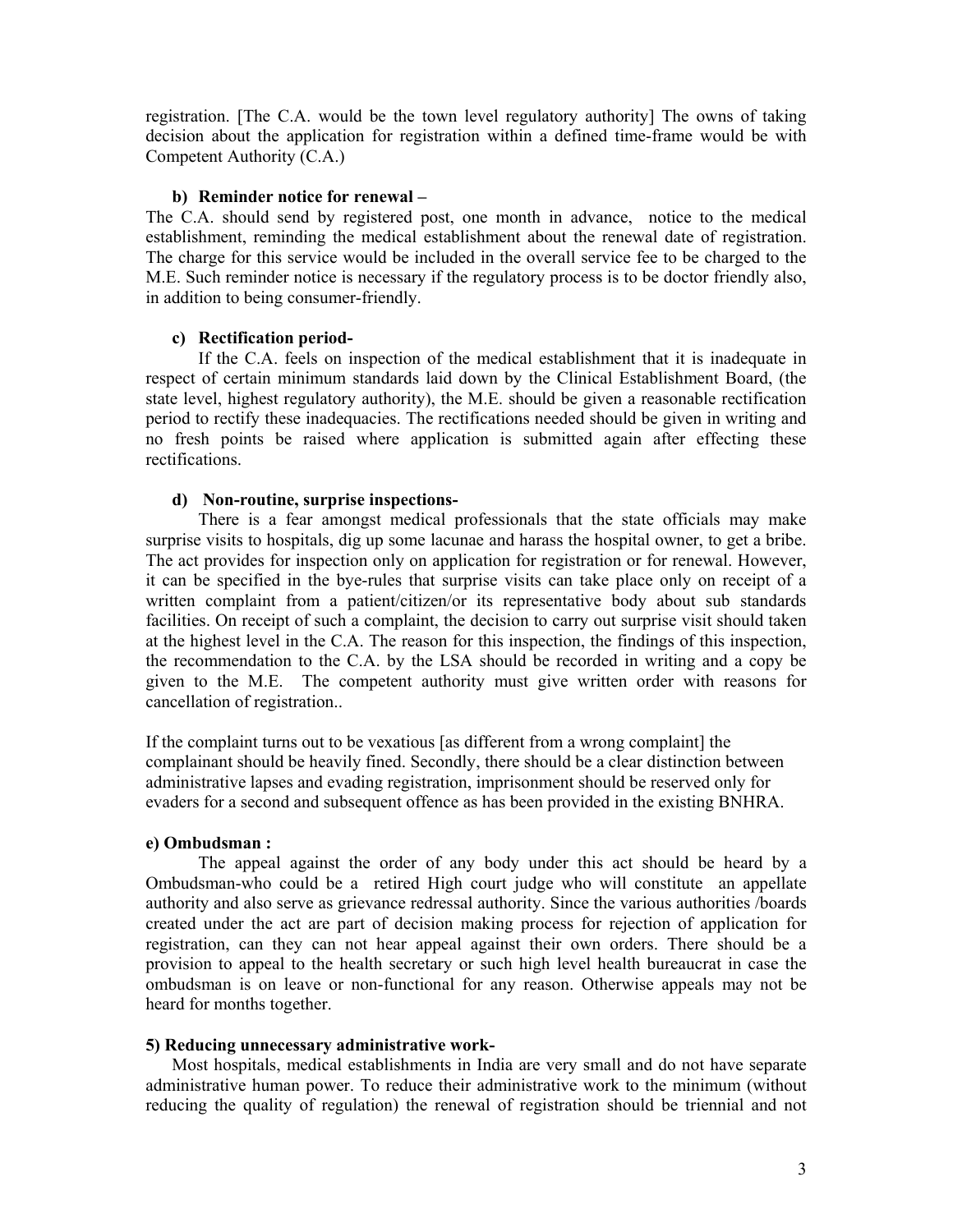registration. [The C.A. would be the town level regulatory authority] The owns of taking decision about the application for registration within a defined time-frame would be with Competent Authority (C.A.)

**b) Reminder notice for renewal –**

The C.A. should send by registered post, one month in advance, notice to the medical establishment, reminding the medical establishment about the renewal date of registration. The charge for this service would be included in the overall service fee to be charged to the M.E. Such reminder notice is necessary if the regulatory process is to be doctor friendly also, in addition to being consumer-friendly.

**c) Rectification period-**

If the C.A. feels on inspection of the medical establishment that it is inadequate in respect of certain minimum standards laid down by the Clinical Establishment Board, (the state level, highest regulatory authority), the M.E. should be given a reasonable rectification period to rectify these inadequacies. The rectifications needed should be given in writing and no fresh points be raised where application is submitted again after effecting these rectifications.

**d) Non-routine, surprise inspections-**

There is a fear amongst medical professionals that the state officials may make surprise visits to hospitals, dig up some lacunae and harass the hospital owner, to get a bribe. The act provides for inspection only on application for registration or for renewal. However, it can be specified in the bye-rules that surprise visits can take place only on receipt of a written complaint from a patient/citizen/or its representative body about sub standards facilities. On receipt of such a complaint, the decision to carry out surprise visit should taken at the highest level in the C.A. The reason for this inspection, the findings of this inspection, the recommendation to the C.A. by the LSA should be recorded in writing and a copy be given to the M.E. The competent authority must give written order with reasons for cancellation of registration..

If the complaint turns out to be vexatious [as different from a wrong complaint] the complainant should be heavily fined. Secondly, there should be a clear distinction between administrative lapses and evading registration, imprisonment should be reserved only for evaders for a second and subsequent offence as has been provided in the existing BNHRA.

**e) Ombudsman :**

The appeal against the order of any body under this act should be heard by a Ombudsman-who could be a retired High court judge who will constitute an appellate authority and also serve as grievance redressal authority. Since the various authorities /boards created under the act are part of decision making process for rejection of application for registration, can they can not hear appeal against their own orders. There should be a provision to appeal to the health secretary or such high level health bureaucrat in case the ombudsman is on leave or non-functional for any reason. Otherwise appeals may not be heard for months together.

**5) Reducing unnecessary administrative work-**

Most hospitals, medical establishments in India are very small and do not have separate administrative human power. To reduce their administrative work to the minimum (without reducing the quality of regulation) the renewal of registration should be triennial and not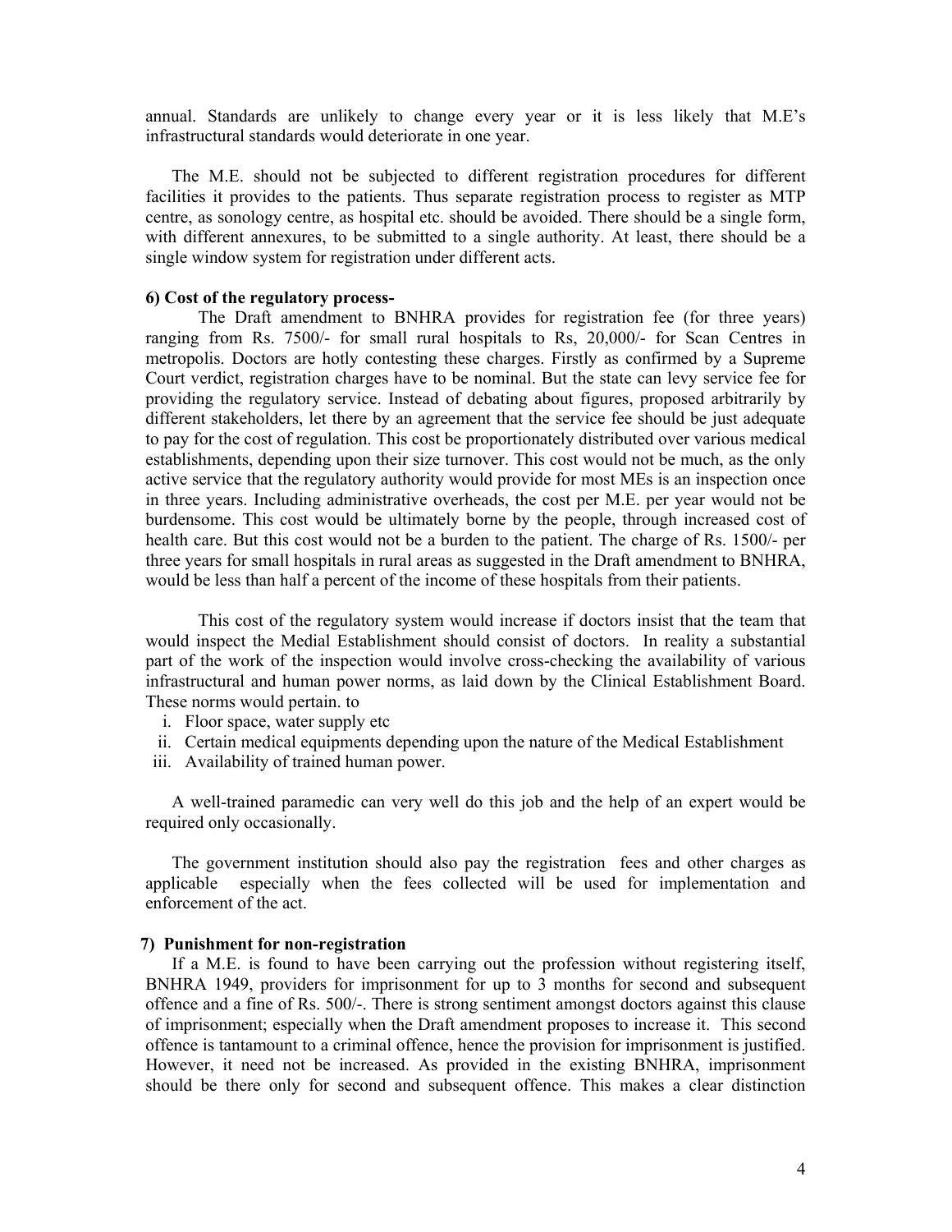annual. Standards are unlikely to change every year or it is less likely that M.E's infrastructural standards would deteriorate in one year.

The M.E. should not be subjected to different registration procedures for different facilities it provides to the patients. Thus separate registration process to register as MTP centre, as sonology centre, as hospital etc. should be avoided. There should be a single form, with different annexures, to be submitted to a single authority. At least, there should be a single window system for registration under different acts.

**6) Cost of the regulatory process-**

The Draft amendment to BNHRA provides for registration fee (for three years) ranging from Rs. 7500/- for small rural hospitals to Rs, 20,000/- for Scan Centres in metropolis. Doctors are hotly contesting these charges. Firstly as confirmed by a Supreme Court verdict, registration charges have to be nominal. But the state can levy service fee for providing the regulatory service. Instead of debating about figures, proposed arbitrarily by different stakeholders, let there by an agreement that the service fee should be just adequate to pay for the cost of regulation. This cost be proportionately distributed over various medical establishments, depending upon their size turnover. This cost would not be much, as the only active service that the regulatory authority would provide for most MEs is an inspection once in three years. Including administrative overheads, the cost per M.E. per year would not be burdensome. This cost would be ultimately borne by the people, through increased cost of health care. But this cost would not be a burden to the patient. The charge of Rs. 1500/- per three years for small hospitals in rural areas as suggested in the Draft amendment to BNHRA, would be less than half a percent of the income of these hospitals from their patients.

This cost of the regulatory system would increase if doctors insist that the team that would inspect the Medial Establishment should consist of doctors. In reality a substantial part of the work of the inspection would involve cross-checking the availability of various infrastructural and human power norms, as laid down by the Clinical Establishment Board. These norms would pertain. to

i. Floor space, water supply etc
ii. Certain medical equipments depending upon the nature of the Medical Establishment
iii. Availability of trained human power.

A well-trained paramedic can very well do this job and the help of an expert would be required only occasionally.

The government institution should also pay the registration fees and other charges as applicable especially when the fees collected will be used for implementation and enforcement of the act.

**7) Punishment for non-registration**

If a M.E. is found to have been carrying out the profession without registering itself, BNHRA 1949, providers for imprisonment for up to 3 months for second and subsequent offence and a fine of Rs. 500/-. There is strong sentiment amongst doctors against this clause of imprisonment; especially when the Draft amendment proposes to increase it. This second offence is tantamount to a criminal offence, hence the provision for imprisonment is justified. However, it need not be increased. As provided in the existing BNHRA, imprisonment should be there only for second and subsequent offence. This makes a clear distinction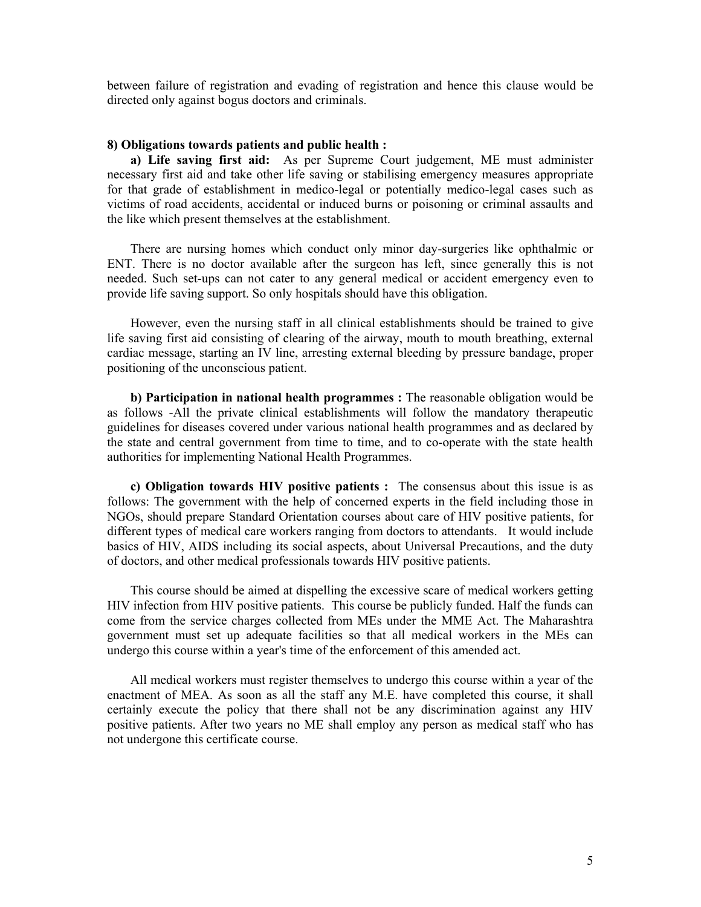between failure of registration and evading of registration and hence this clause would be directed only against bogus doctors and criminals.

**8) Obligations towards patients and public health :**

**a) Life saving first aid:** As per Supreme Court judgement, ME must administer necessary first aid and take other life saving or stabilising emergency measures appropriate for that grade of establishment in medico-legal or potentially medico-legal cases such as victims of road accidents, accidental or induced burns or poisoning or criminal assaults and the like which present themselves at the establishment.

There are nursing homes which conduct only minor day-surgeries like ophthalmic or ENT. There is no doctor available after the surgeon has left, since generally this is not needed. Such set-ups can not cater to any general medical or accident emergency even to provide life saving support. So only hospitals should have this obligation.

However, even the nursing staff in all clinical establishments should be trained to give life saving first aid consisting of clearing of the airway, mouth to mouth breathing, external cardiac message, starting an IV line, arresting external bleeding by pressure bandage, proper positioning of the unconscious patient.

**b) Participation in national health programmes :** The reasonable obligation would be as follows -All the private clinical establishments will follow the mandatory therapeutic guidelines for diseases covered under various national health programmes and as declared by the state and central government from time to time, and to co-operate with the state health authorities for implementing National Health Programmes.

**c) Obligation towards HIV positive patients :** The consensus about this issue is as follows: The government with the help of concerned experts in the field including those in NGOs, should prepare Standard Orientation courses about care of HIV positive patients, for different types of medical care workers ranging from doctors to attendants. It would include basics of HIV, AIDS including its social aspects, about Universal Precautions, and the duty of doctors, and other medical professionals towards HIV positive patients.

This course should be aimed at dispelling the excessive scare of medical workers getting HIV infection from HIV positive patients. This course be publicly funded. Half the funds can come from the service charges collected from MEs under the MME Act. The Maharashtra government must set up adequate facilities so that all medical workers in the MEs can undergo this course within a year's time of the enforcement of this amended act.

All medical workers must register themselves to undergo this course within a year of the enactment of MEA. As soon as all the staff any M.E. have completed this course, it shall certainly execute the policy that there shall not be any discrimination against any HIV positive patients. After two years no ME shall employ any person as medical staff who has not undergone this certificate course.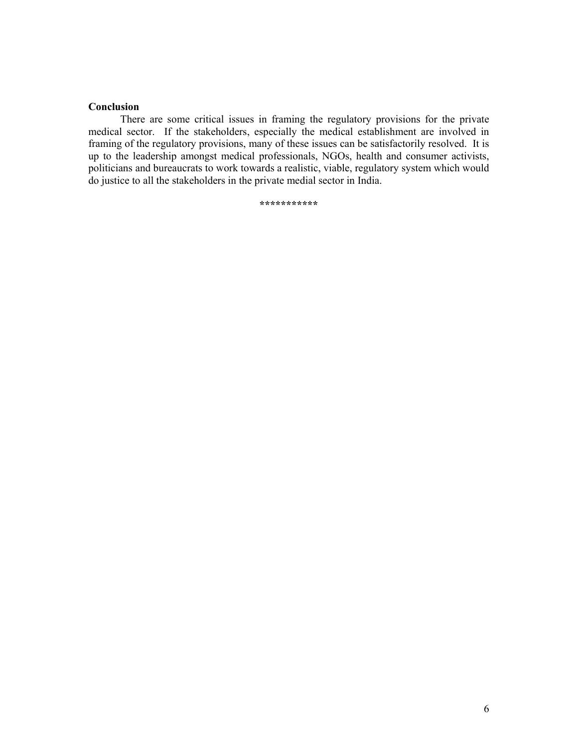**Conclusion**

There are some critical issues in framing the regulatory provisions for the private medical sector. If the stakeholders, especially the medical establishment are involved in framing of the regulatory provisions, many of these issues can be satisfactorily resolved. It is up to the leadership amongst medical professionals, NGOs, health and consumer activists, politicians and bureaucrats to work towards a realistic, viable, regulatory system which would do justice to all the stakeholders in the private medial sector in India.

***********